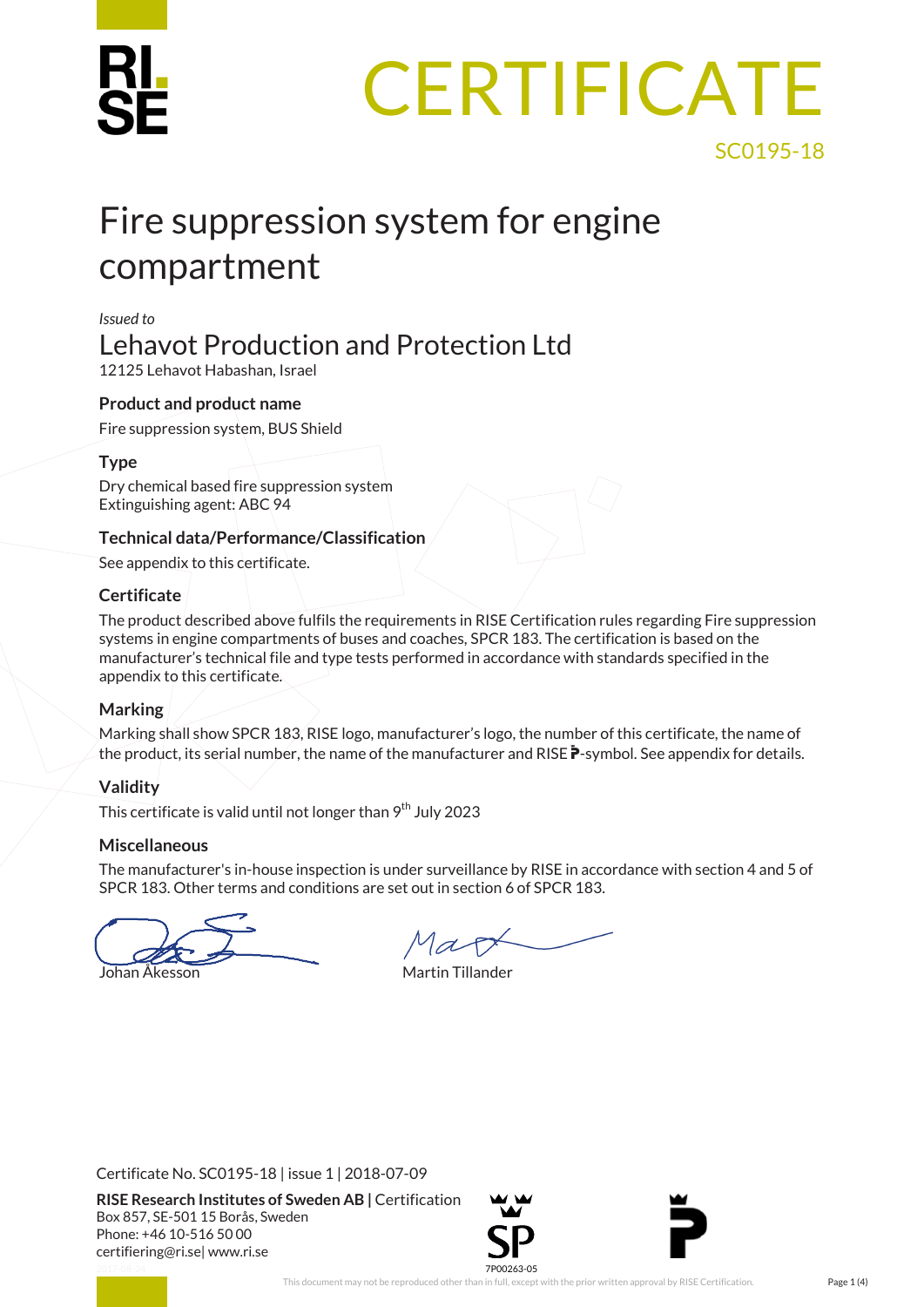# CERTIFICATE

SC0195-18

## Fire suppression system for engine compartment

*Issued to*

Lehavot Production and Protection Ltd

12125 Lehavot Habashan, Israel

### Product and product name

Fire suppression system, BUS Shield

### Type

Dry chemical based fire suppression system
Extinguishing agent: ABC 94

### Technical data/Performance/Classification

See appendix to this certificate.

### Certificate

The product described above fulfils the requirements in RISE Certification rules regarding Fire suppression systems in engine compartments of buses and coaches, SPCR 183. The certification is based on the manufacturer's technical file and type tests performed in accordance with standards specified in the appendix to this certificate.

### Marking

Marking shall show SPCR 183, RISE logo, manufacturer's logo, the number of this certificate, the name of the product, its serial number, the name of the manufacturer and RISE P-symbol. See appendix for details.

### Validity

This certificate is valid until not longer than 9th July 2023

### Miscellaneous

The manufacturer's in-house inspection is under surveillance by RISE in accordance with section 4 and 5 of SPCR 183. Other terms and conditions are set out in section 6 of SPCR 183.

Johan Åkesson    Martin Tillander

Certificate No. SC0195-18 | issue 1 | 2018-07-09

**RISE Research Institutes of Sweden AB |** Certification
Box 857, SE-501 15 Borås, Sweden
Phone: +46 10-516 50 00
certifiering@ri.se| www.ri.se

7P00263-05

This document may not be reproduced other than in full, except with the prior written approval by RISE Certification.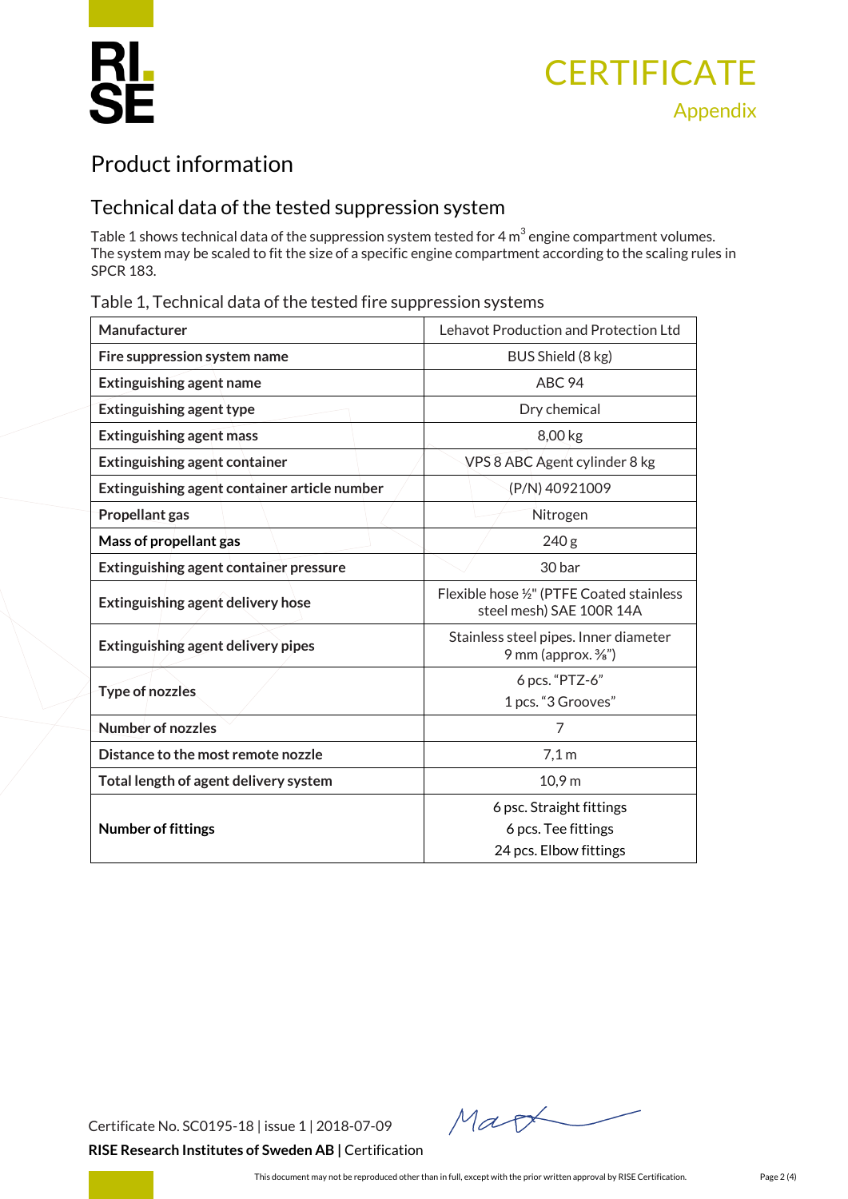# CERTIFICATE

Appendix

## Product information

### Technical data of the tested suppression system

Table 1 shows technical data of the suppression system tested for 4 $m^3$ engine compartment volumes. The system may be scaled to fit the size of a specific engine compartment according to the scaling rules in SPCR 183.

Table 1, Technical data of the tested fire suppression systems

| | |
|---|---|
| **Manufacturer** | Lehavot Production and Protection Ltd |
| **Fire suppression system name** | BUS Shield (8 kg) |
| **Extinguishing agent name** | ABC 94 |
| **Extinguishing agent type** | Dry chemical |
| **Extinguishing agent mass** | 8,00 kg |
| **Extinguishing agent container** | VPS 8 ABC Agent cylinder 8 kg |
| **Extinguishing agent container article number** | (P/N) 40921009 |
| **Propellant gas** | Nitrogen |
| **Mass of propellant gas** | 240 g |
| **Extinguishing agent container pressure** | 30 bar |
| **Extinguishing agent delivery hose** | Flexible hose ½" (PTFE Coated stainless steel mesh) SAE 100R 14A |
| **Extinguishing agent delivery pipes** | Stainless steel pipes. Inner diameter 9 mm (approx. ⅜") |
| **Type of nozzles** | 6 pcs. "PTZ-6"<br>1 pcs. "3 Grooves" |
| **Number of nozzles** | 7 |
| **Distance to the most remote nozzle** | 7,1 m |
| **Total length of agent delivery system** | 10,9 m |
| **Number of fittings** | 6 psc. Straight fittings<br>6 pcs. Tee fittings<br>24 pcs. Elbow fittings |

Certificate No. SC0195-18 | issue 1 | 2018-07-09

**RISE Research Institutes of Sweden AB |** Certification

This document may not be reproduced other than in full, except with the prior written approval by RISE Certification.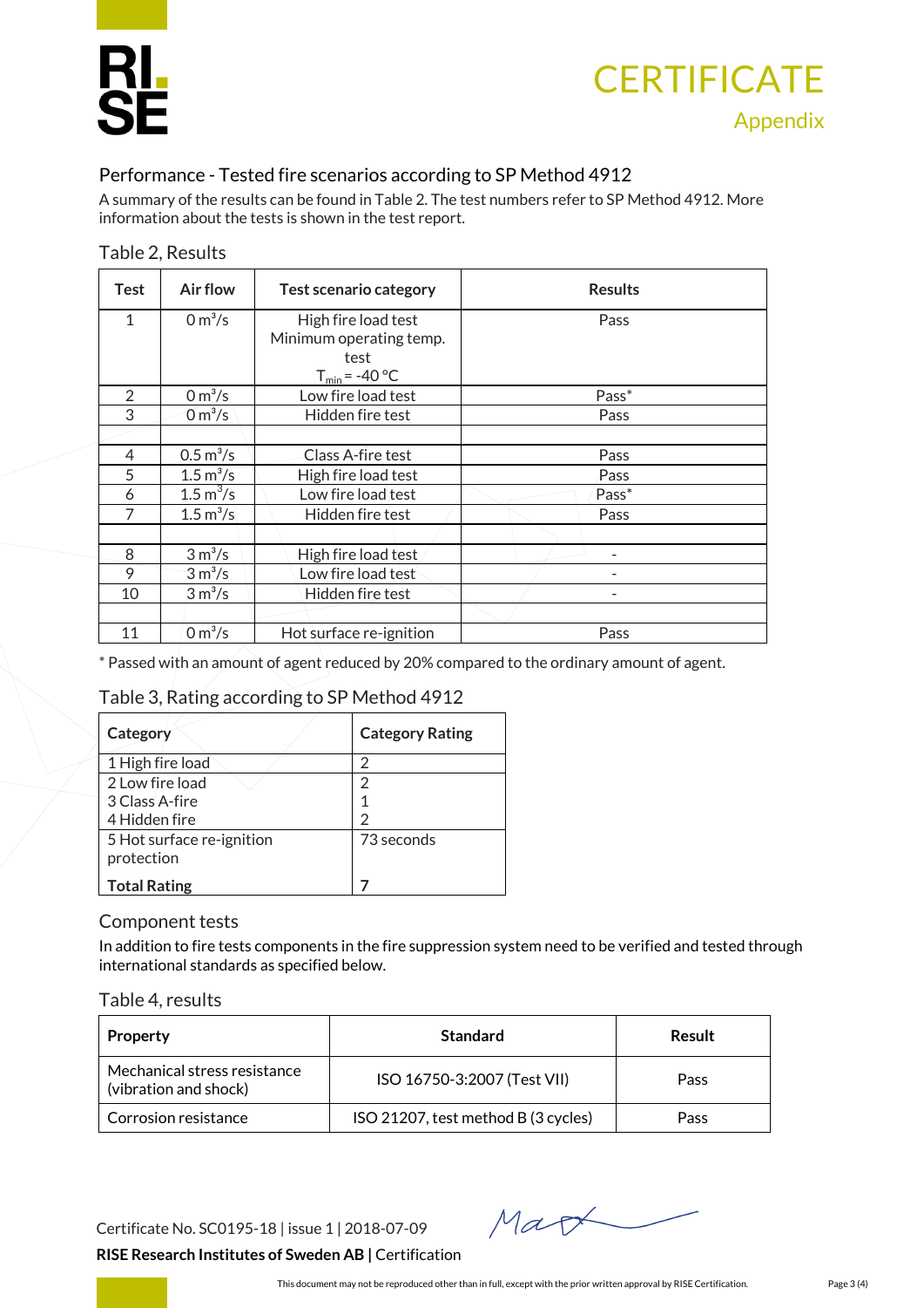# CERTIFICATE

## Appendix

### Performance - Tested fire scenarios according to SP Method 4912

A summary of the results can be found in Table 2. The test numbers refer to SP Method 4912. More information about the tests is shown in the test report.

Table 2, Results

| Test | Air flow | Test scenario category | Results |
|---|---|---|---|
| 1 | 0 $m^3/s$ | High fire load test Minimum operating temp. test $T_{min}$ = -40 °C | Pass |
| 2 | 0 $m^3/s$ | Low fire load test | Pass* |
| 3 | 0 $m^3/s$ | Hidden fire test | Pass |
| | | | |
| 4 | 0.5 $m^3/s$ | Class A-fire test | Pass |
| 5 | 1.5 $m^3/s$ | High fire load test | Pass |
| 6 | 1.5 $m^3/s$ | Low fire load test | Pass* |
| 7 | 1.5 $m^3/s$ | Hidden fire test | Pass |
| | | | |
| 8 | 3 $m^3/s$ | High fire load test | - |
| 9 | 3 $m^3/s$ | Low fire load test | - |
| 10 | 3 $m^3/s$ | Hidden fire test | - |
| | | | |
| 11 | 0 $m^3/s$ | Hot surface re-ignition | Pass |

* Passed with an amount of agent reduced by 20% compared to the ordinary amount of agent.

Table 3, Rating according to SP Method 4912

| Category | Category Rating |
|---|---|
| 1 High fire load | 2 |
| 2 Low fire load | 2 |
| 3 Class A-fire | 1 |
| 4 Hidden fire | 2 |
| 5 Hot surface re-ignition protection | 73 seconds |
| **Total Rating** | **7** |

### Component tests

In addition to fire tests components in the fire suppression system need to be verified and tested through international standards as specified below.

Table 4, results

| Property | Standard | Result |
|---|---|---|
| Mechanical stress resistance (vibration and shock) | ISO 16750-3:2007 (Test VII) | Pass |
| Corrosion resistance | ISO 21207, test method B (3 cycles) | Pass |

Certificate No. SC0195-18 | issue 1 | 2018-07-09

**RISE Research Institutes of Sweden AB |** Certification

This document may not be reproduced other than in full, except with the prior written approval by RISE Certification.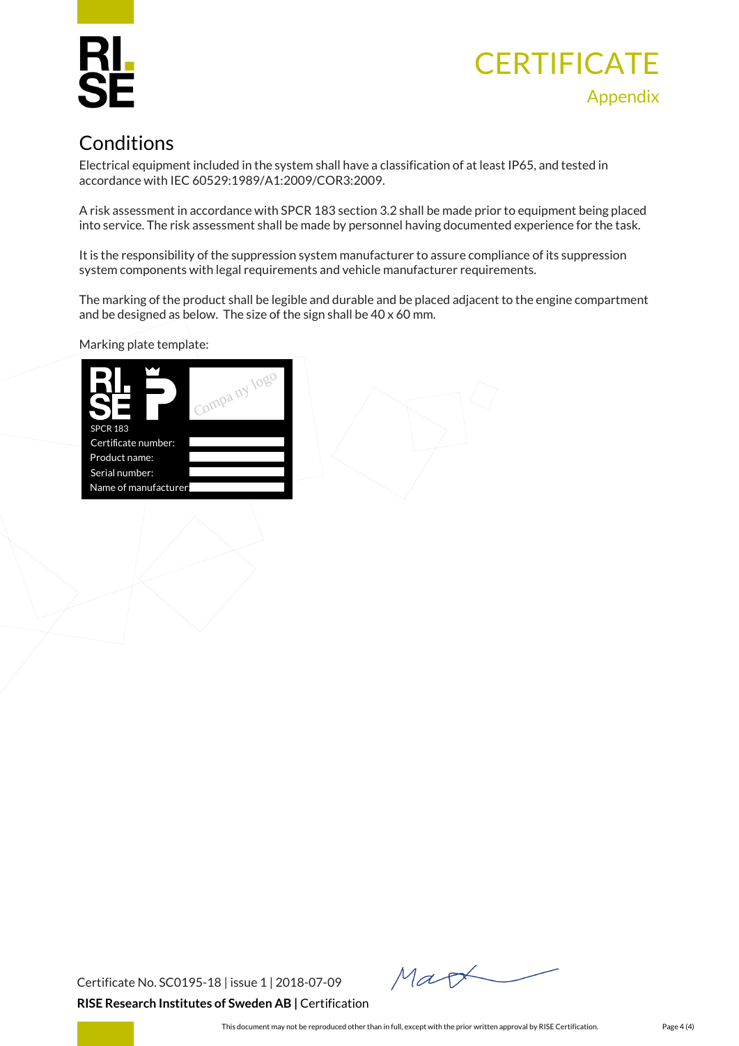# CERTIFICATE

## Appendix

## Conditions

Electrical equipment included in the system shall have a classification of at least IP65, and tested in accordance with IEC 60529:1989/A1:2009/COR3:2009.

A risk assessment in accordance with SPCR 183 section 3.2 shall be made prior to equipment being placed into service. The risk assessment shall be made by personnel having documented experience for the task.

It is the responsibility of the suppression system manufacturer to assure compliance of its suppression system components with legal requirements and vehicle manufacturer requirements.

The marking of the product shall be legible and durable and be placed adjacent to the engine compartment and be designed as below. The size of the sign shall be 40 x 60 mm.

Marking plate template:

RI. SE P

Company logo

SPCR 183

Certificate number:

Product name:

Serial number:

Name of manufacturer:

Certificate No. SC0195-18 | issue 1 | 2018-07-09

**RISE Research Institutes of Sweden AB |** Certification

This document may not be reproduced other than in full, except with the prior written approval by RISE Certification.